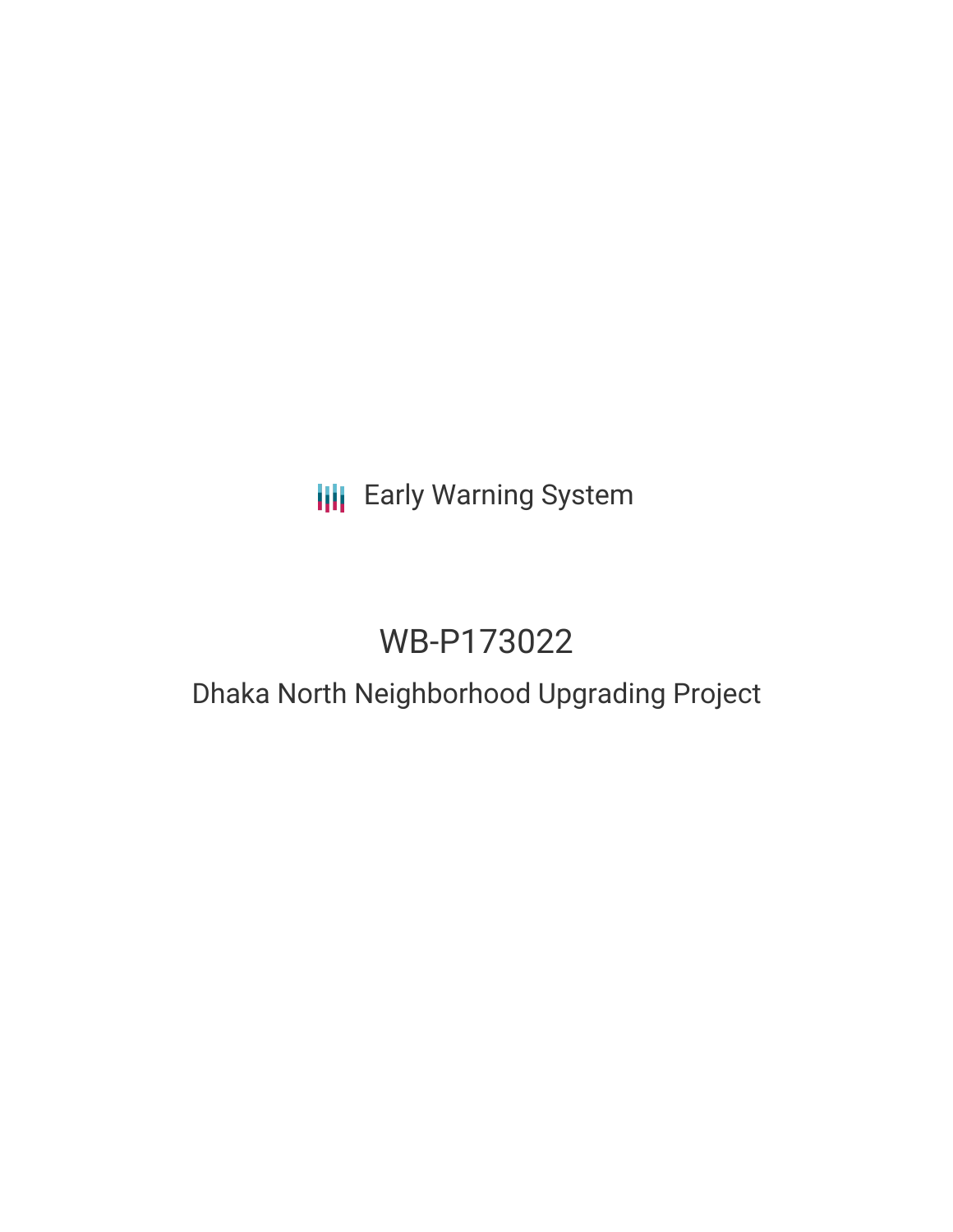Early Warning System

# WB-P173022

## Dhaka North Neighborhood Upgrading Project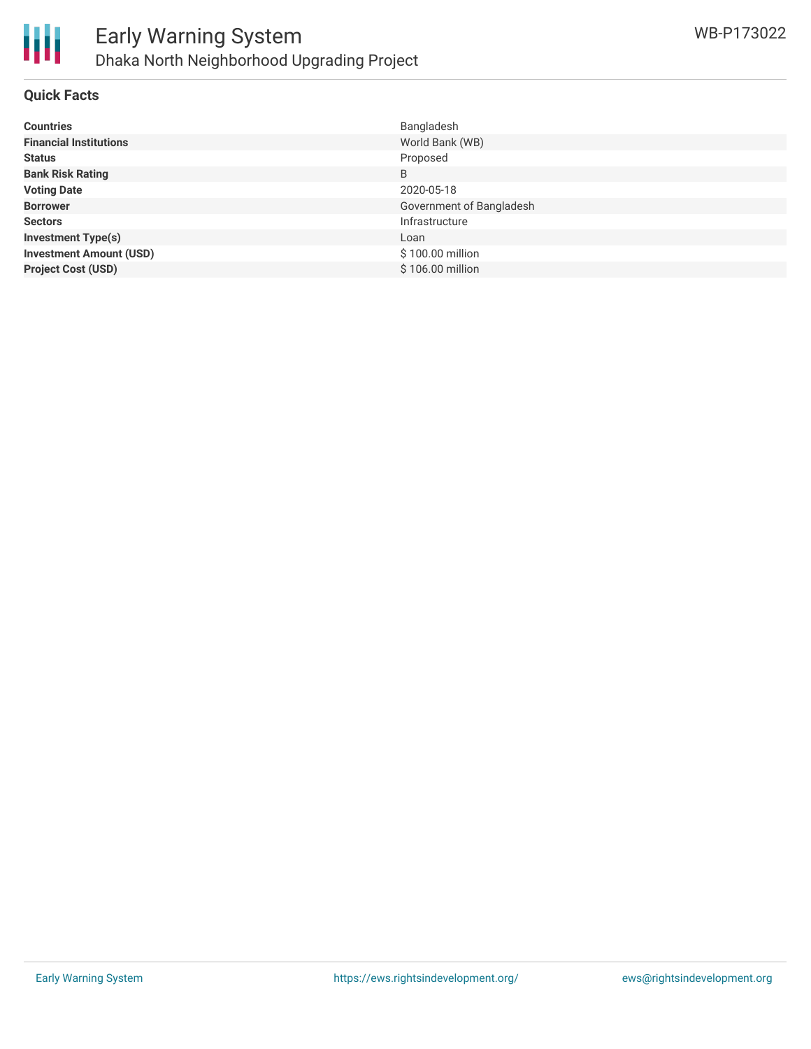## Quick Facts

| | |
|---|---|
| **Countries** | Bangladesh |
| **Financial Institutions** | World Bank (WB) |
| **Status** | Proposed |
| **Bank Risk Rating** | B |
| **Voting Date** | 2020-05-18 |
| **Borrower** | Government of Bangladesh |
| **Sectors** | Infrastructure |
| **Investment Type(s)** | Loan |
| **Investment Amount (USD)** | $ 100.00 million |
| **Project Cost (USD)** | $ 106.00 million |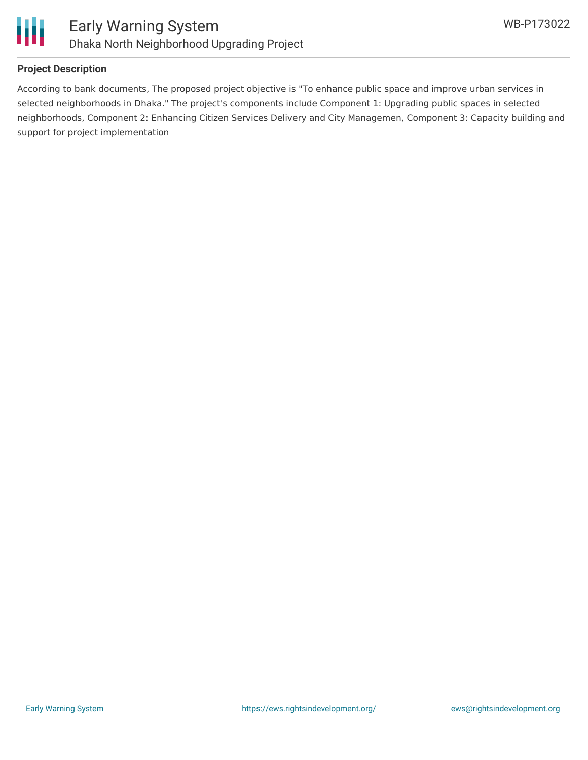**Project Description**

According to bank documents, The proposed project objective is "To enhance public space and improve urban services in selected neighborhoods in Dhaka." The project's components include Component 1: Upgrading public spaces in selected neighborhoods, Component 2: Enhancing Citizen Services Delivery and City Managemen, Component 3: Capacity building and support for project implementation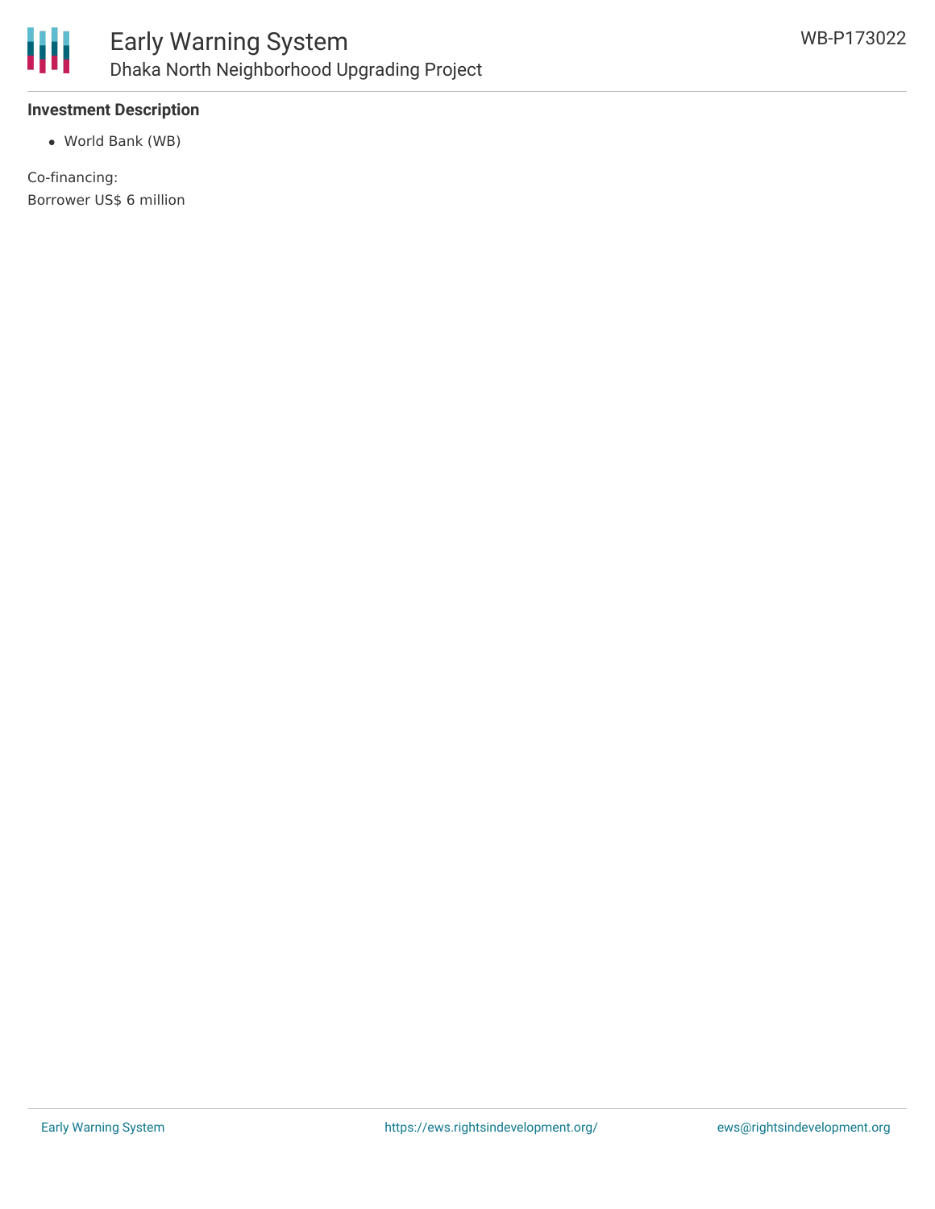**Investment Description**

- World Bank (WB)

Co-financing:
Borrower US$ 6 million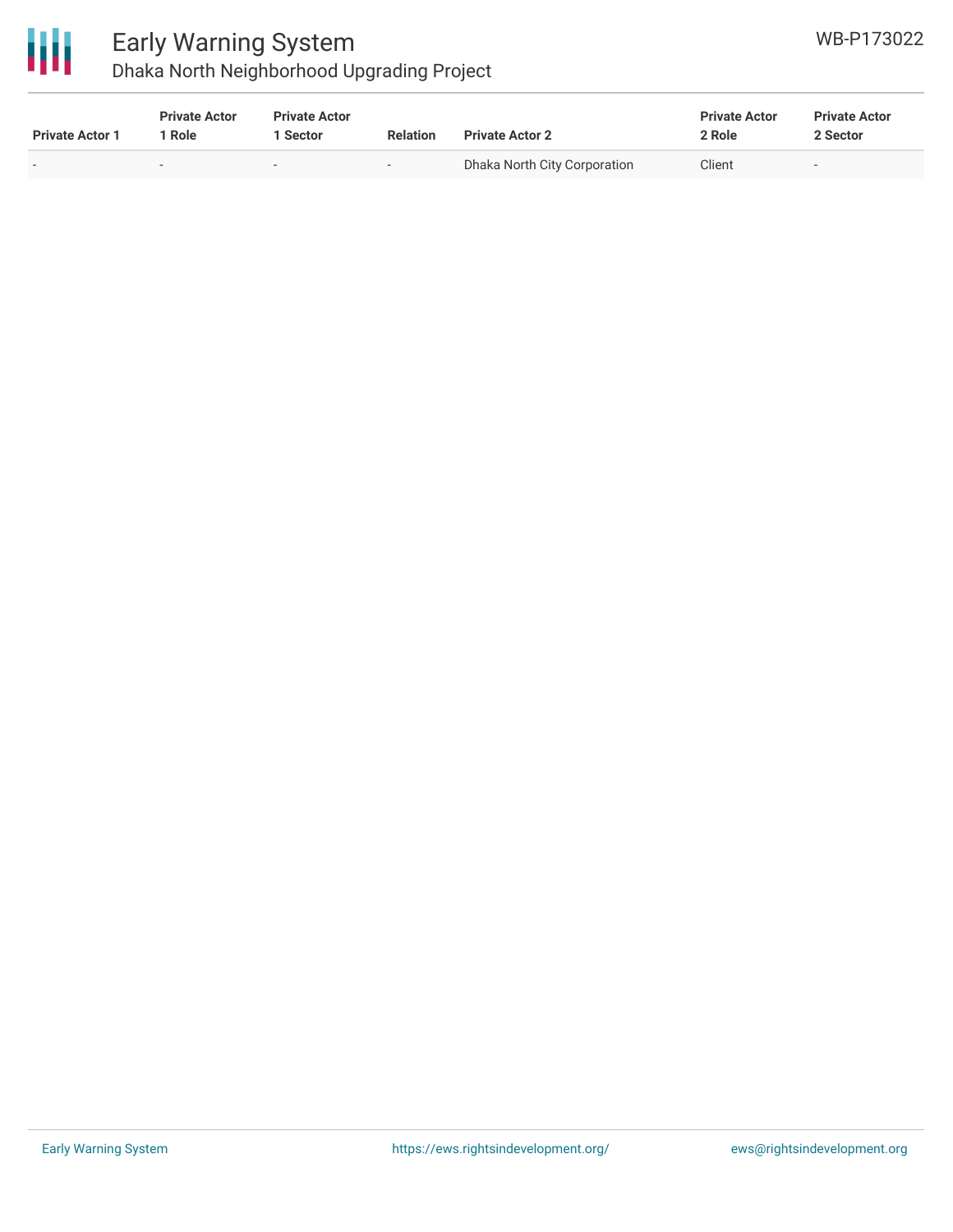| Private Actor 1 | Private Actor 1 Role | Private Actor 1 Sector | Relation | Private Actor 2 | Private Actor 2 Role | Private Actor 2 Sector |
|---|---|---|---|---|---|---|
| - | - | - | - | Dhaka North City Corporation | Client | - |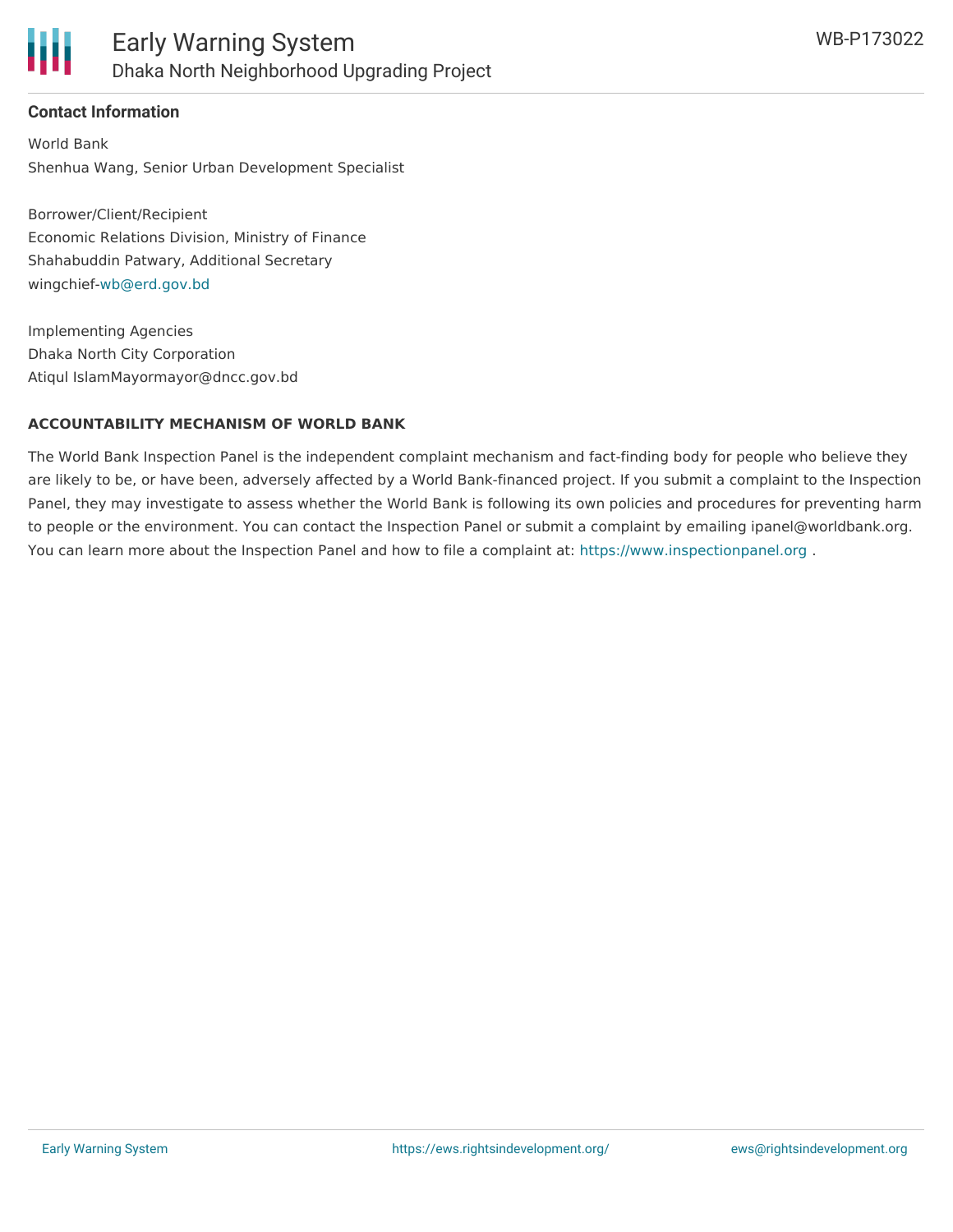## Contact Information

World Bank
Shenhua Wang, Senior Urban Development Specialist

Borrower/Client/Recipient
Economic Relations Division, Ministry of Finance
Shahabuddin Patwary, Additional Secretary
wingchief-wb@erd.gov.bd

Implementing Agencies
Dhaka North City Corporation
Atiqul IslamMayormayor@dncc.gov.bd

### ACCOUNTABILITY MECHANISM OF WORLD BANK

The World Bank Inspection Panel is the independent complaint mechanism and fact-finding body for people who believe they are likely to be, or have been, adversely affected by a World Bank-financed project. If you submit a complaint to the Inspection Panel, they may investigate to assess whether the World Bank is following its own policies and procedures for preventing harm to people or the environment. You can contact the Inspection Panel or submit a complaint by emailing ipanel@worldbank.org. You can learn more about the Inspection Panel and how to file a complaint at: https://www.inspectionpanel.org .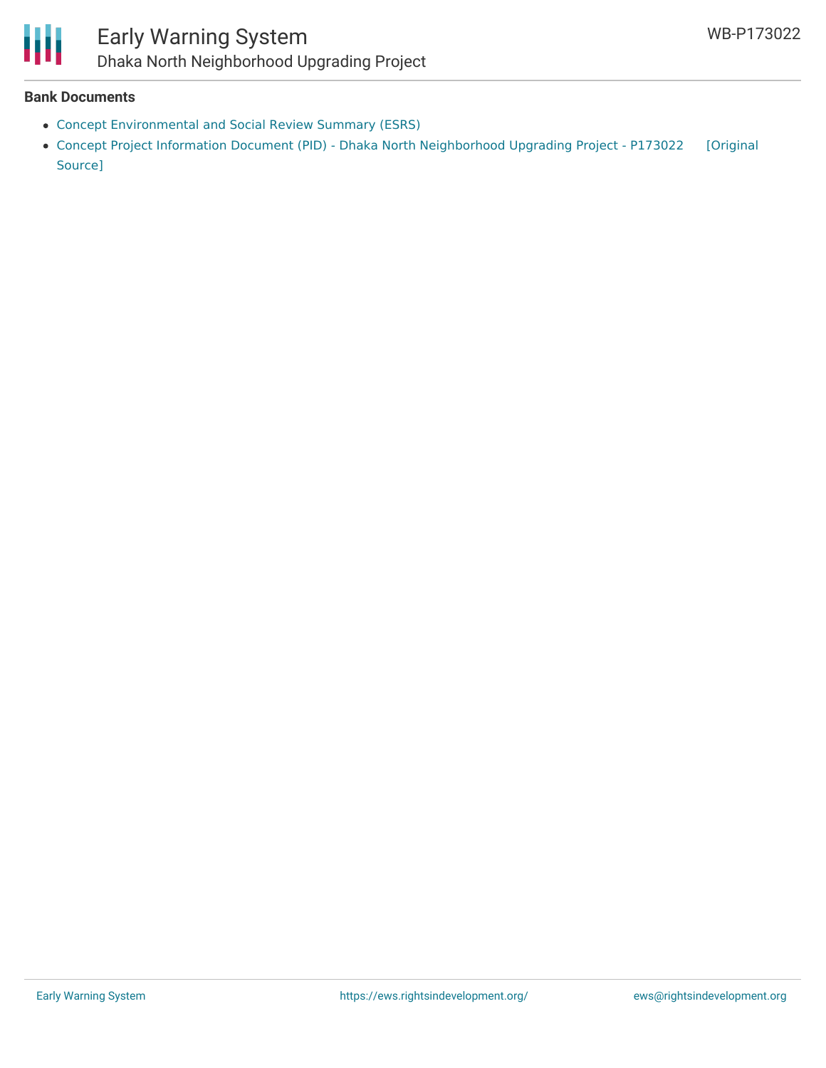**Bank Documents**

- Concept Environmental and Social Review Summary (ESRS)
- Concept Project Information Document (PID) - Dhaka North Neighborhood Upgrading Project - P173022 [Original Source]